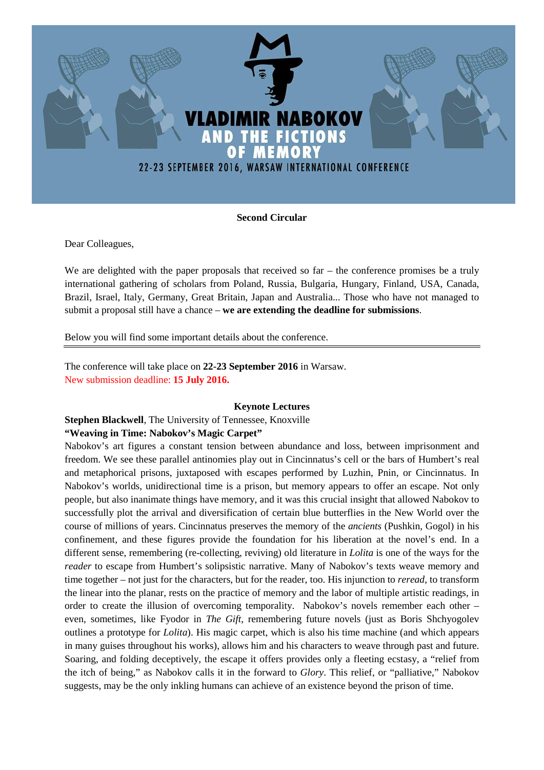# VLADIMIR NABOKOV AND THE FICTIONS OF MEMORY

22-23 SEPTEMBER 2016, WARSAW INTERNATIONAL CONFERENCE

**Second Circular**

Dear Colleagues,

We are delighted with the paper proposals that received so far – the conference promises be a truly international gathering of scholars from Poland, Russia, Bulgaria, Hungary, Finland, USA, Canada, Brazil, Israel, Italy, Germany, Great Britain, Japan and Australia... Those who have not managed to submit a proposal still have a chance – **we are extending the deadline for submissions**.

Below you will find some important details about the conference.

---

The conference will take place on **22-23 September 2016** in Warsaw.
New submission deadline: **15 July 2016.**

### Keynote Lectures

**Stephen Blackwell**, The University of Tennessee, Knoxville
**"Weaving in Time: Nabokov's Magic Carpet"**

Nabokov's art figures a constant tension between abundance and loss, between imprisonment and freedom. We see these parallel antinomies play out in Cincinnatus's cell or the bars of Humbert's real and metaphorical prisons, juxtaposed with escapes performed by Luzhin, Pnin, or Cincinnatus. In Nabokov's worlds, unidirectional time is a prison, but memory appears to offer an escape. Not only people, but also inanimate things have memory, and it was this crucial insight that allowed Nabokov to successfully plot the arrival and diversification of certain blue butterflies in the New World over the course of millions of years. Cincinnatus preserves the memory of the *ancients* (Pushkin, Gogol) in his confinement, and these figures provide the foundation for his liberation at the novel's end. In a different sense, remembering (re-collecting, reviving) old literature in *Lolita* is one of the ways for the *reader* to escape from Humbert's solipsistic narrative. Many of Nabokov's texts weave memory and time together – not just for the characters, but for the reader, too. His injunction to *reread*, to transform the linear into the planar, rests on the practice of memory and the labor of multiple artistic readings, in order to create the illusion of overcoming temporality. Nabokov's novels remember each other – even, sometimes, like Fyodor in *The Gift*, remembering future novels (just as Boris Shchyogolev outlines a prototype for *Lolita*). His magic carpet, which is also his time machine (and which appears in many guises throughout his works), allows him and his characters to weave through past and future. Soaring, and folding deceptively, the escape it offers provides only a fleeting ecstasy, a "relief from the itch of being," as Nabokov calls it in the forward to *Glory*. This relief, or "palliative," Nabokov suggests, may be the only inkling humans can achieve of an existence beyond the prison of time.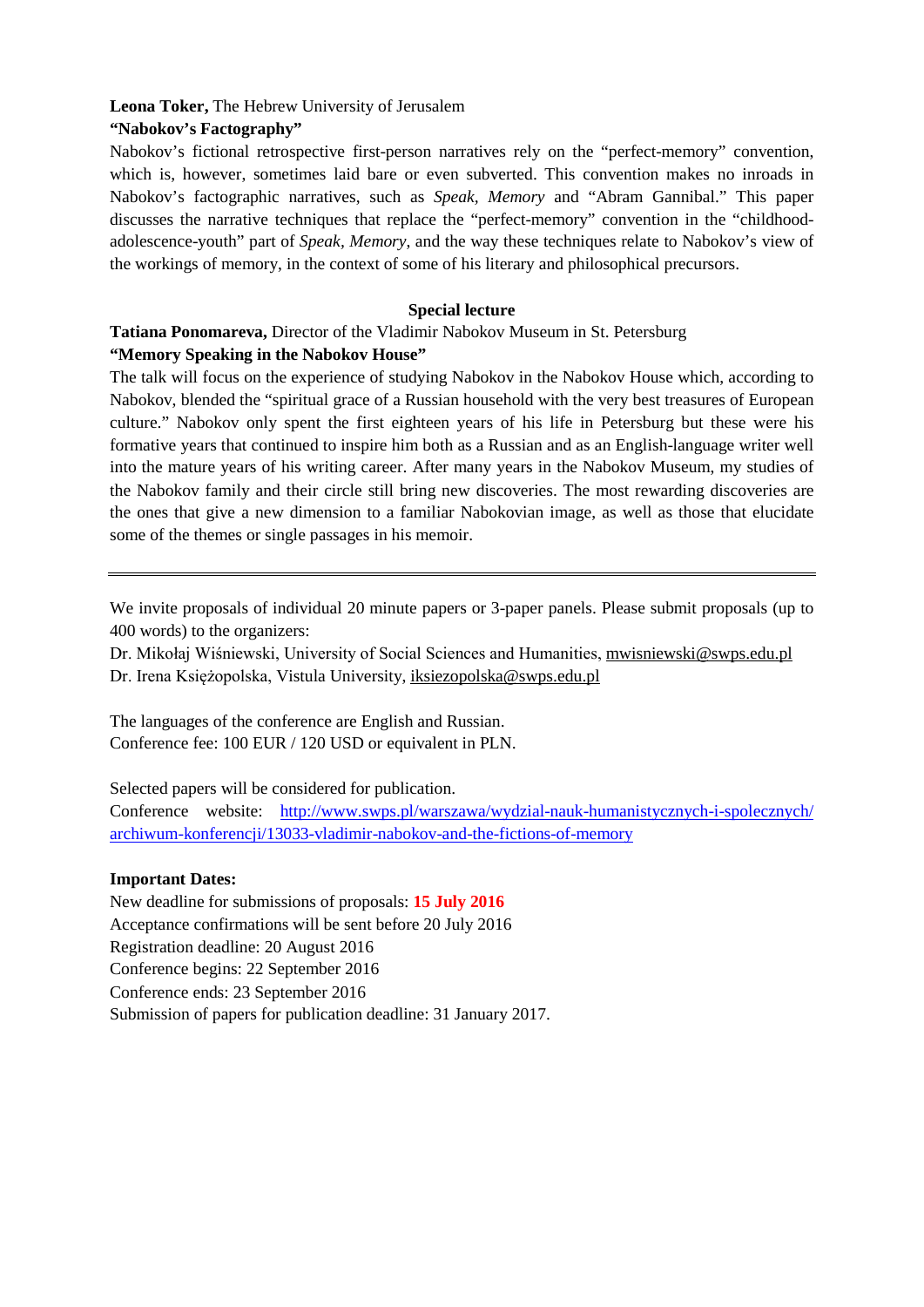**Leona Toker,** The Hebrew University of Jerusalem

**"Nabokov's Factography"**

Nabokov's fictional retrospective first-person narratives rely on the "perfect-memory" convention, which is, however, sometimes laid bare or even subverted. This convention makes no inroads in Nabokov's factographic narratives, such as *Speak, Memory* and "Abram Gannibal." This paper discusses the narrative techniques that replace the "perfect-memory" convention in the "childhood-adolescence-youth" part of *Speak, Memory*, and the way these techniques relate to Nabokov's view of the workings of memory, in the context of some of his literary and philosophical precursors.

**Special lecture**

**Tatiana Ponomareva,** Director of the Vladimir Nabokov Museum in St. Petersburg

**"Memory Speaking in the Nabokov House"**

The talk will focus on the experience of studying Nabokov in the Nabokov House which, according to Nabokov, blended the "spiritual grace of a Russian household with the very best treasures of European culture." Nabokov only spent the first eighteen years of his life in Petersburg but these were his formative years that continued to inspire him both as a Russian and as an English-language writer well into the mature years of his writing career. After many years in the Nabokov Museum, my studies of the Nabokov family and their circle still bring new discoveries. The most rewarding discoveries are the ones that give a new dimension to a familiar Nabokovian image, as well as those that elucidate some of the themes or single passages in his memoir.

---

We invite proposals of individual 20 minute papers or 3-paper panels. Please submit proposals (up to 400 words) to the organizers:

Dr. Mikołaj Wiśniewski, University of Social Sciences and Humanities, mwisniewski@swps.edu.pl

Dr. Irena Księżopolska, Vistula University, iksiezopolska@swps.edu.pl

The languages of the conference are English and Russian.

Conference fee: 100 EUR / 120 USD or equivalent in PLN.

Selected papers will be considered for publication.

Conference website: http://www.swps.pl/warszawa/wydzial-nauk-humanistycznych-i-spolecznych/archiwum-konferencji/13033-vladimir-nabokov-and-the-fictions-of-memory

**Important Dates:**

New deadline for submissions of proposals: **15 July 2016**

Acceptance confirmations will be sent before 20 July 2016

Registration deadline: 20 August 2016

Conference begins: 22 September 2016

Conference ends: 23 September 2016

Submission of papers for publication deadline: 31 January 2017.